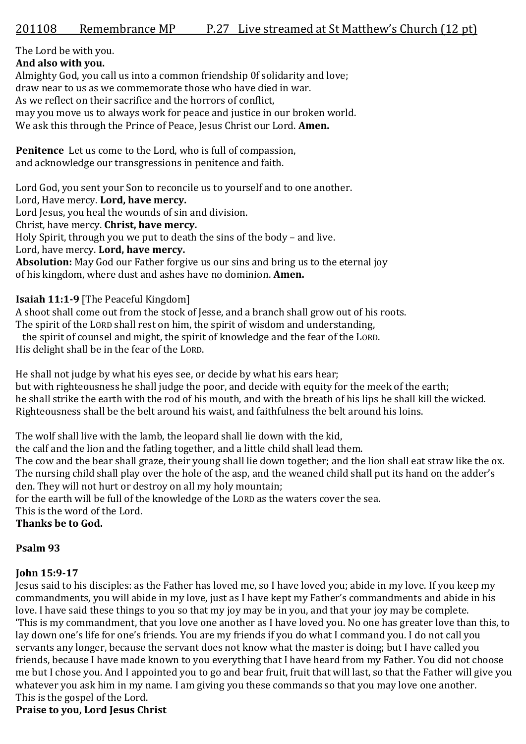201108 Remembrance MP P.27 Live streamed at St Matthew's Church (12 pt)

The Lord be with you.
**And also with you.**
Almighty God, you call us into a common friendship 0f solidarity and love;
draw near to us as we commemorate those who have died in war.
As we reflect on their sacrifice and the horrors of conflict,
may you move us to always work for peace and justice in our broken world.
We ask this through the Prince of Peace, Jesus Christ our Lord. **Amen.**

**Penitence** Let us come to the Lord, who is full of compassion,
and acknowledge our transgressions in penitence and faith.

Lord God, you sent your Son to reconcile us to yourself and to one another.
Lord, Have mercy. **Lord, have mercy.**
Lord Jesus, you heal the wounds of sin and division.
Christ, have mercy. **Christ, have mercy.**
Holy Spirit, through you we put to death the sins of the body – and live.
Lord, have mercy. **Lord, have mercy.**
**Absolution:** May God our Father forgive us our sins and bring us to the eternal joy
of his kingdom, where dust and ashes have no dominion. **Amen.**

**Isaiah 11:1-9** [The Peaceful Kingdom]
A shoot shall come out from the stock of Jesse, and a branch shall grow out of his roots.
The spirit of the LORD shall rest on him, the spirit of wisdom and understanding,
the spirit of counsel and might, the spirit of knowledge and the fear of the LORD.
His delight shall be in the fear of the LORD.

He shall not judge by what his eyes see, or decide by what his ears hear;
but with righteousness he shall judge the poor, and decide with equity for the meek of the earth;
he shall strike the earth with the rod of his mouth, and with the breath of his lips he shall kill the wicked.
Righteousness shall be the belt around his waist, and faithfulness the belt around his loins.

The wolf shall live with the lamb, the leopard shall lie down with the kid,
the calf and the lion and the fatling together, and a little child shall lead them.
The cow and the bear shall graze, their young shall lie down together; and the lion shall eat straw like the ox.
The nursing child shall play over the hole of the asp, and the weaned child shall put its hand on the adder's den. They will not hurt or destroy on all my holy mountain;
for the earth will be full of the knowledge of the LORD as the waters cover the sea.
This is the word of the Lord.
**Thanks be to God.**

**Psalm 93**

**John 15:9-17**
Jesus said to his disciples: as the Father has loved me, so I have loved you; abide in my love. If you keep my commandments, you will abide in my love, just as I have kept my Father's commandments and abide in his love. I have said these things to you so that my joy may be in you, and that your joy may be complete.
'This is my commandment, that you love one another as I have loved you. No one has greater love than this, to lay down one's life for one's friends. You are my friends if you do what I command you. I do not call you servants any longer, because the servant does not know what the master is doing; but I have called you friends, because I have made known to you everything that I have heard from my Father. You did not choose me but I chose you. And I appointed you to go and bear fruit, fruit that will last, so that the Father will give you whatever you ask him in my name. I am giving you these commands so that you may love one another.
This is the gospel of the Lord.
**Praise to you, Lord Jesus Christ**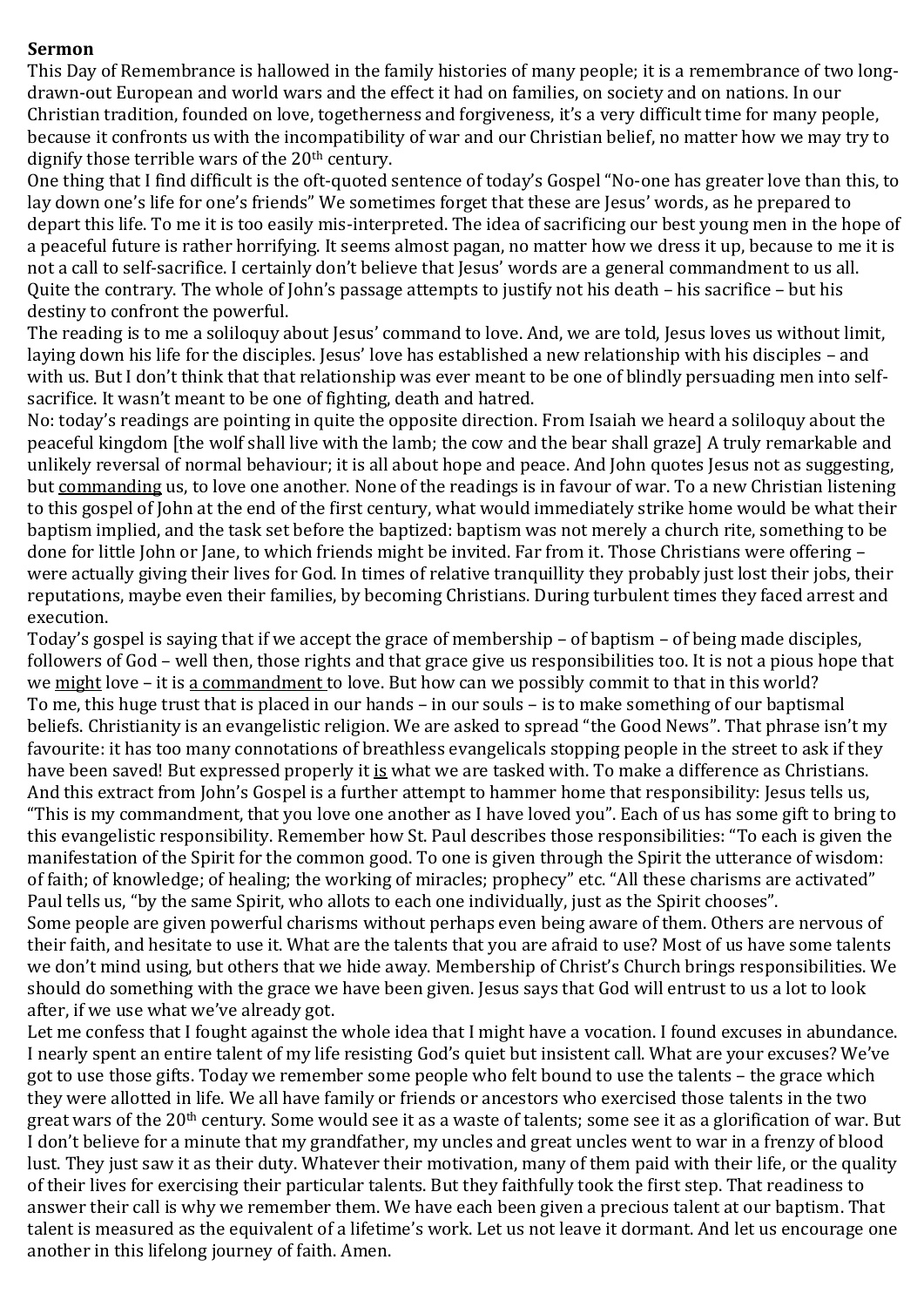**Sermon**

This Day of Remembrance is hallowed in the family histories of many people; it is a remembrance of two long-drawn-out European and world wars and the effect it had on families, on society and on nations. In our Christian tradition, founded on love, togetherness and forgiveness, it's a very difficult time for many people, because it confronts us with the incompatibility of war and our Christian belief, no matter how we may try to dignify those terrible wars of the 20th century.

One thing that I find difficult is the oft-quoted sentence of today's Gospel "No-one has greater love than this, to lay down one's life for one's friends" We sometimes forget that these are Jesus' words, as he prepared to depart this life. To me it is too easily mis-interpreted. The idea of sacrificing our best young men in the hope of a peaceful future is rather horrifying. It seems almost pagan, no matter how we dress it up, because to me it is not a call to self-sacrifice. I certainly don't believe that Jesus' words are a general commandment to us all. Quite the contrary. The whole of John's passage attempts to justify not his death – his sacrifice – but his destiny to confront the powerful.

The reading is to me a soliloquy about Jesus' command to love. And, we are told, Jesus loves us without limit, laying down his life for the disciples. Jesus' love has established a new relationship with his disciples – and with us. But I don't think that that relationship was ever meant to be one of blindly persuading men into self-sacrifice. It wasn't meant to be one of fighting, death and hatred.

No: today's readings are pointing in quite the opposite direction. From Isaiah we heard a soliloquy about the peaceful kingdom [the wolf shall live with the lamb; the cow and the bear shall graze] A truly remarkable and unlikely reversal of normal behaviour; it is all about hope and peace. And John quotes Jesus not as suggesting, but <u>commanding</u> us, to love one another. None of the readings is in favour of war. To a new Christian listening to this gospel of John at the end of the first century, what would immediately strike home would be what their baptism implied, and the task set before the baptized: baptism was not merely a church rite, something to be done for little John or Jane, to which friends might be invited. Far from it. Those Christians were offering – were actually giving their lives for God. In times of relative tranquillity they probably just lost their jobs, their reputations, maybe even their families, by becoming Christians. During turbulent times they faced arrest and execution.

Today's gospel is saying that if we accept the grace of membership – of baptism – of being made disciples, followers of God – well then, those rights and that grace give us responsibilities too. It is not a pious hope that we <u>might</u> love – it is <u>a commandment</u> to love. But how can we possibly commit to that in this world?

To me, this huge trust that is placed in our hands – in our souls – is to make something of our baptismal beliefs. Christianity is an evangelistic religion. We are asked to spread "the Good News". That phrase isn't my favourite: it has too many connotations of breathless evangelicals stopping people in the street to ask if they have been saved! But expressed properly it <u>is</u> what we are tasked with. To make a difference as Christians. And this extract from John's Gospel is a further attempt to hammer home that responsibility: Jesus tells us, "This is my commandment, that you love one another as I have loved you". Each of us has some gift to bring to this evangelistic responsibility. Remember how St. Paul describes those responsibilities: "To each is given the manifestation of the Spirit for the common good. To one is given through the Spirit the utterance of wisdom: of faith; of knowledge; of healing; the working of miracles; prophecy" etc. "All these charisms are activated" Paul tells us, "by the same Spirit, who allots to each one individually, just as the Spirit chooses".

Some people are given powerful charisms without perhaps even being aware of them. Others are nervous of their faith, and hesitate to use it. What are the talents that you are afraid to use? Most of us have some talents we don't mind using, but others that we hide away. Membership of Christ's Church brings responsibilities. We should do something with the grace we have been given. Jesus says that God will entrust to us a lot to look after, if we use what we've already got.

Let me confess that I fought against the whole idea that I might have a vocation. I found excuses in abundance. I nearly spent an entire talent of my life resisting God's quiet but insistent call. What are your excuses? We've got to use those gifts. Today we remember some people who felt bound to use the talents – the grace which they were allotted in life. We all have family or friends or ancestors who exercised those talents in the two great wars of the 20th century. Some would see it as a waste of talents; some see it as a glorification of war. But I don't believe for a minute that my grandfather, my uncles and great uncles went to war in a frenzy of blood lust. They just saw it as their duty. Whatever their motivation, many of them paid with their life, or the quality of their lives for exercising their particular talents. But they faithfully took the first step. That readiness to answer their call is why we remember them. We have each been given a precious talent at our baptism. That talent is measured as the equivalent of a lifetime's work. Let us not leave it dormant. And let us encourage one another in this lifelong journey of faith. Amen.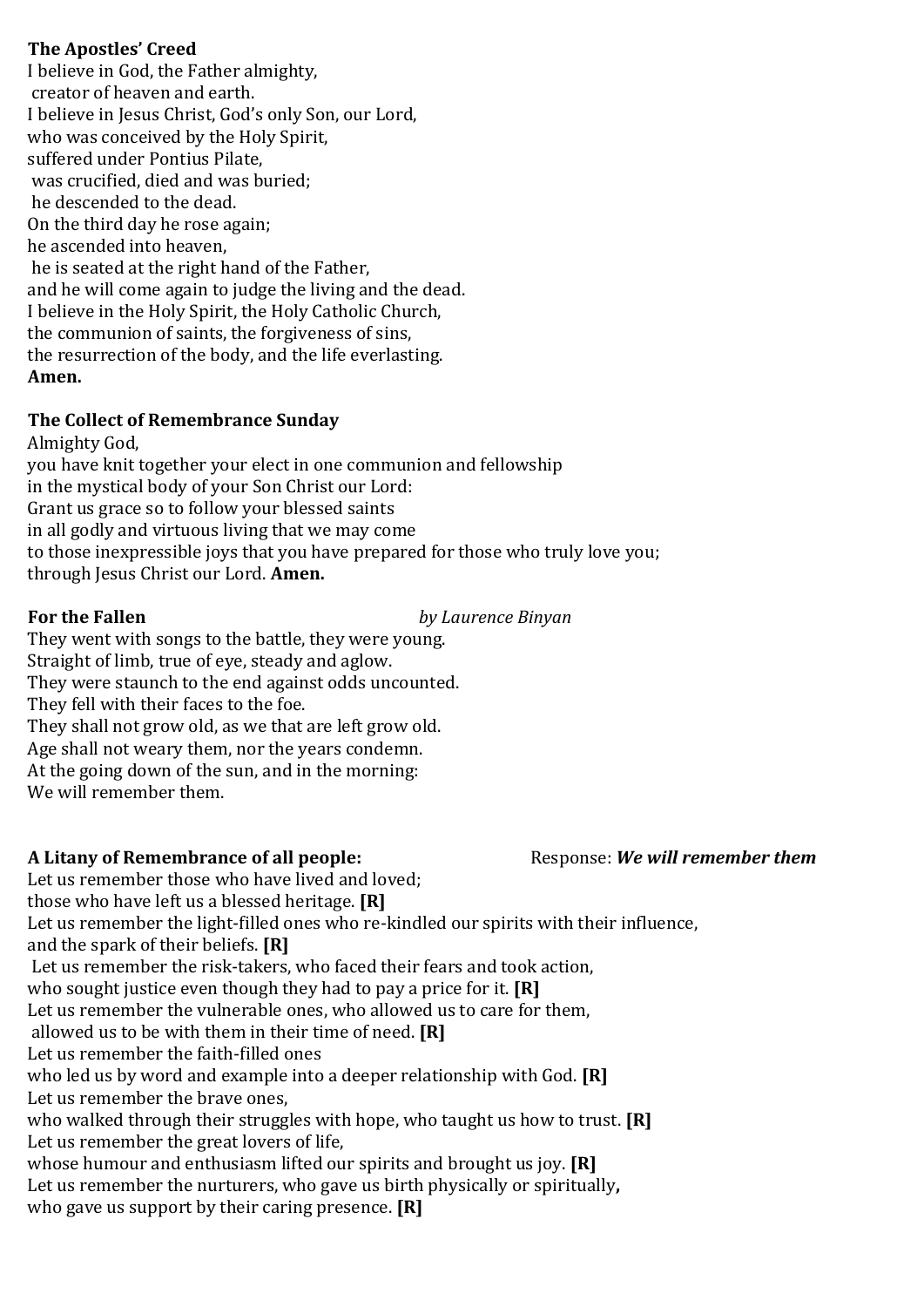**The Apostles' Creed**
I believe in God, the Father almighty,
creator of heaven and earth.
I believe in Jesus Christ, God's only Son, our Lord,
who was conceived by the Holy Spirit,
suffered under Pontius Pilate,
was crucified, died and was buried;
he descended to the dead.
On the third day he rose again;
he ascended into heaven,
he is seated at the right hand of the Father,
and he will come again to judge the living and the dead.
I believe in the Holy Spirit, the Holy Catholic Church,
the communion of saints, the forgiveness of sins,
the resurrection of the body, and the life everlasting.
**Amen.**

**The Collect of Remembrance Sunday**
Almighty God,
you have knit together your elect in one communion and fellowship
in the mystical body of your Son Christ our Lord:
Grant us grace so to follow your blessed saints
in all godly and virtuous living that we may come
to those inexpressible joys that you have prepared for those who truly love you;
through Jesus Christ our Lord. **Amen.**

**For the Fallen** *by Laurence Binyan*
They went with songs to the battle, they were young.
Straight of limb, true of eye, steady and aglow.
They were staunch to the end against odds uncounted.
They fell with their faces to the foe.
They shall not grow old, as we that are left grow old.
Age shall not weary them, nor the years condemn.
At the going down of the sun, and in the morning:
We will remember them.

**A Litany of Remembrance of all people:** Response: ***We will remember them***
Let us remember those who have lived and loved;
those who have left us a blessed heritage. **[R]**
Let us remember the light-filled ones who re-kindled our spirits with their influence,
and the spark of their beliefs. **[R]**
Let us remember the risk-takers, who faced their fears and took action,
who sought justice even though they had to pay a price for it. **[R]**
Let us remember the vulnerable ones, who allowed us to care for them,
allowed us to be with them in their time of need. **[R]**
Let us remember the faith-filled ones
who led us by word and example into a deeper relationship with God. **[R]**
Let us remember the brave ones,
who walked through their struggles with hope, who taught us how to trust. **[R]**
Let us remember the great lovers of life,
whose humour and enthusiasm lifted our spirits and brought us joy. **[R]**
Let us remember the nurturers, who gave us birth physically or spiritually**,**
who gave us support by their caring presence. **[R]**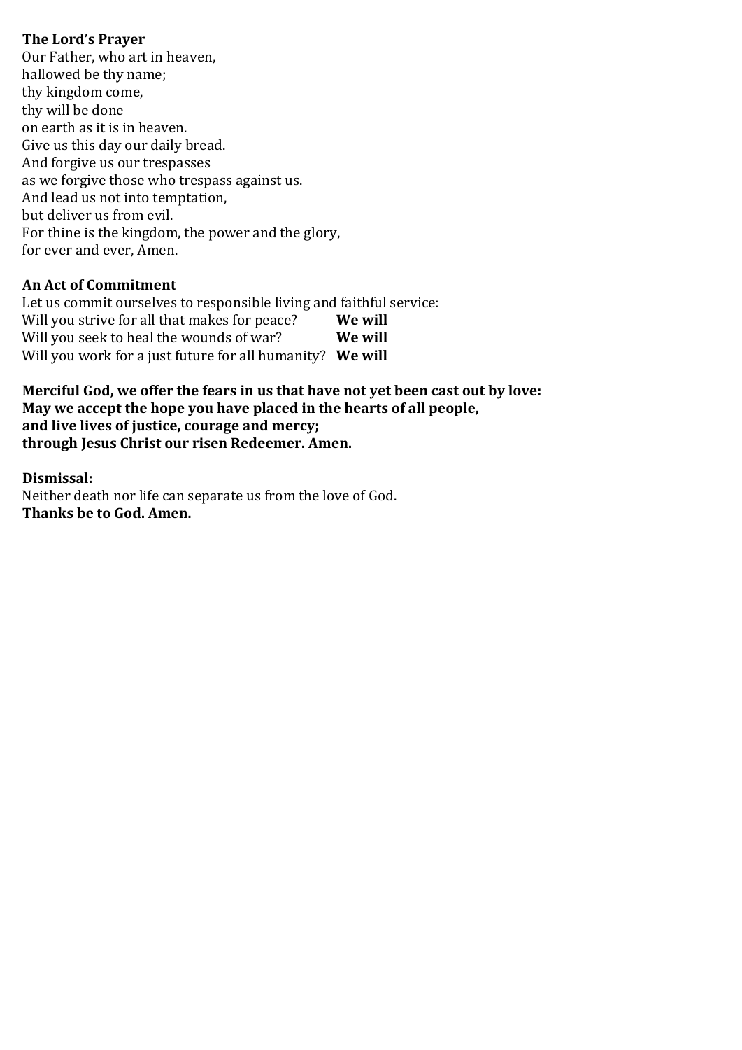**The Lord's Prayer**

Our Father, who art in heaven,
hallowed be thy name;
thy kingdom come,
thy will be done
on earth as it is in heaven.
Give us this day our daily bread.
And forgive us our trespasses
as we forgive those who trespass against us.
And lead us not into temptation,
but deliver us from evil.
For thine is the kingdom, the power and the glory,
for ever and ever, Amen.

**An Act of Commitment**

Let us commit ourselves to responsible living and faithful service:
Will you strive for all that makes for peace? **We will**
Will you seek to heal the wounds of war? **We will**
Will you work for a just future for all humanity? **We will**

**Merciful God, we offer the fears in us that have not yet been cast out by love:**
**May we accept the hope you have placed in the hearts of all people,**
**and live lives of justice, courage and mercy;**
**through Jesus Christ our risen Redeemer. Amen.**

**Dismissal:**

Neither death nor life can separate us from the love of God.
**Thanks be to God. Amen.**